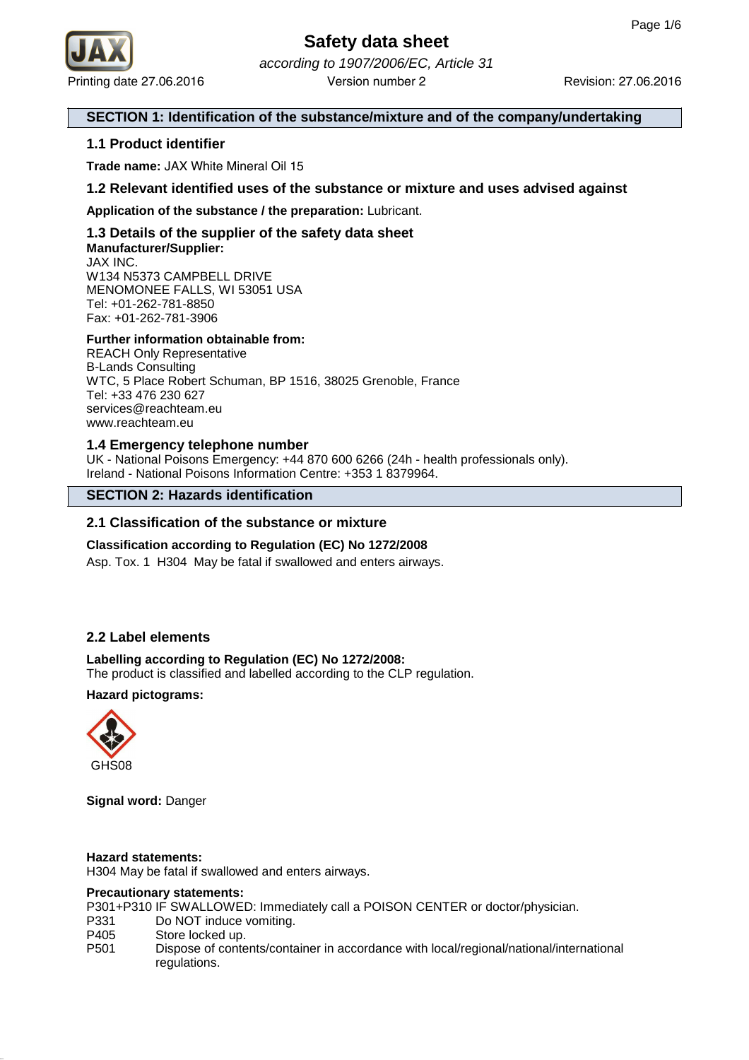# Safety data sheet

*according to 1907/2006/EC, Article 31*

Printing date 27.06.2016 Version number 2 Revision: 27.06.2016

## SECTION 1: Identification of the substance/mixture and of the company/undertaking

### 1.1 Product identifier

**Trade name:** JAX White Mineral Oil 15

### 1.2 Relevant identified uses of the substance or mixture and uses advised against

**Application of the substance / the preparation:** Lubricant.

### 1.3 Details of the supplier of the safety data sheet

**Manufacturer/Supplier:**
JAX INC.
W134 N5373 CAMPBELL DRIVE
MENOMONEE FALLS, WI 53051 USA
Tel: +01-262-781-8850
Fax: +01-262-781-3906

**Further information obtainable from:**
REACH Only Representative
B-Lands Consulting
WTC, 5 Place Robert Schuman, BP 1516, 38025 Grenoble, France
Tel: +33 476 230 627
services@reachteam.eu
www.reachteam.eu

### 1.4 Emergency telephone number

UK - National Poisons Emergency: +44 870 600 6266 (24h - health professionals only).
Ireland - National Poisons Information Centre: +353 1 8379964.

## SECTION 2: Hazards identification

### 2.1 Classification of the substance or mixture

**Classification according to Regulation (EC) No 1272/2008**

Asp. Tox. 1 H304 May be fatal if swallowed and enters airways.

### 2.2 Label elements

**Labelling according to Regulation (EC) No 1272/2008:**
The product is classified and labelled according to the CLP regulation.

**Hazard pictograms:**

GHS08

**Signal word:** Danger

**Hazard statements:**
H304 May be fatal if swallowed and enters airways.

**Precautionary statements:**
P301+P310 IF SWALLOWED: Immediately call a POISON CENTER or doctor/physician.
P331 Do NOT induce vomiting.
P405 Store locked up.
P501 Dispose of contents/container in accordance with local/regional/national/international regulations.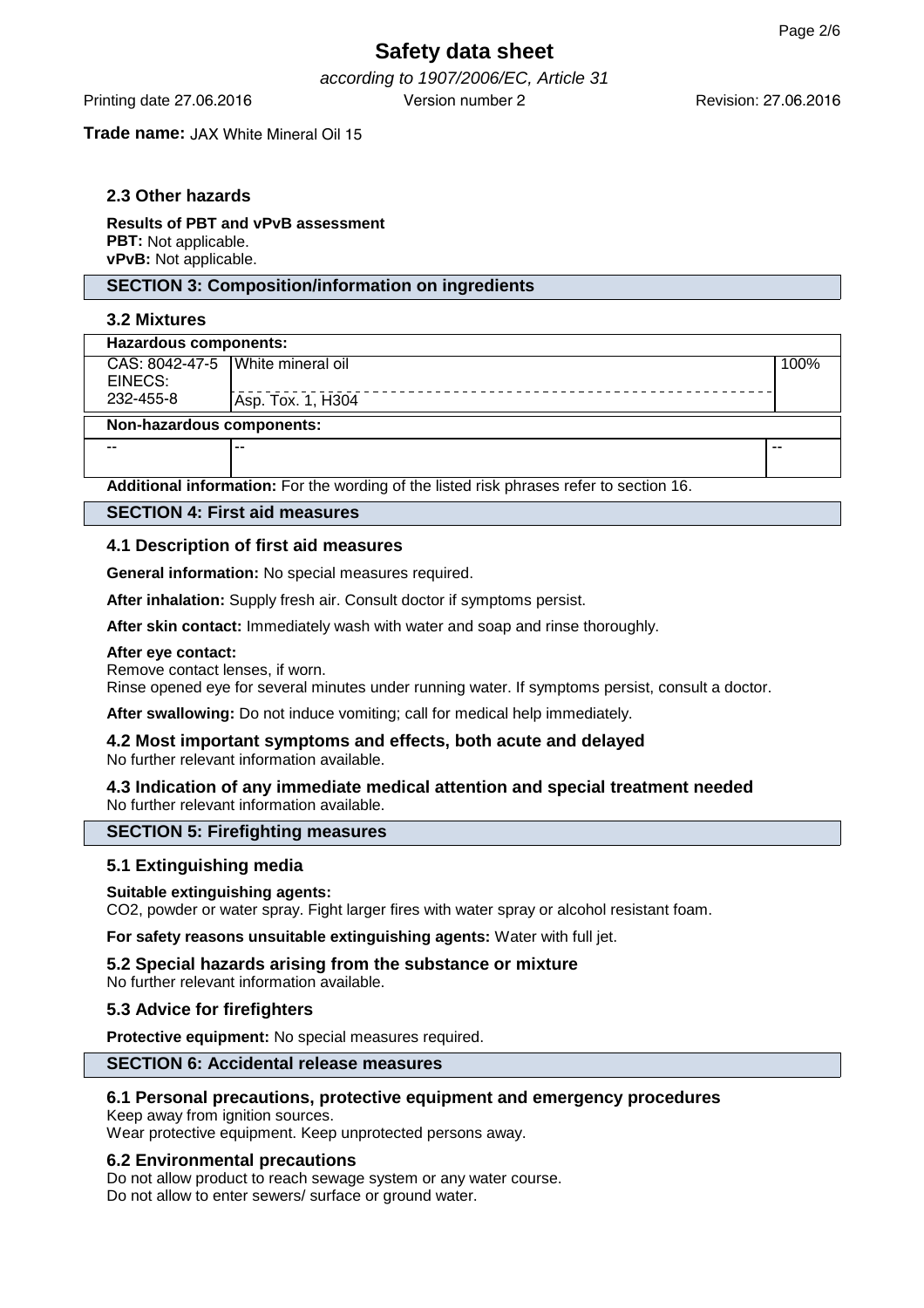**Trade name:** JAX White Mineral Oil 15

### 2.3 Other hazards

**Results of PBT and vPvB assessment**
**PBT:** Not applicable.
**vPvB:** Not applicable.

## SECTION 3: Composition/information on ingredients

### 3.2 Mixtures

| Hazardous components: | | |
|---|---|---|
| CAS: 8042-47-5 EINECS: 232-455-8 | White mineral oil<br>Asp. Tox. 1, H304 | 100% |
| **Non-hazardous components:** | | |
| -- | -- | -- |

**Additional information:** For the wording of the listed risk phrases refer to section 16.

## SECTION 4: First aid measures

### 4.1 Description of first aid measures

**General information:** No special measures required.

**After inhalation:** Supply fresh air. Consult doctor if symptoms persist.

**After skin contact:** Immediately wash with water and soap and rinse thoroughly.

**After eye contact:**
Remove contact lenses, if worn.
Rinse opened eye for several minutes under running water. If symptoms persist, consult a doctor.

**After swallowing:** Do not induce vomiting; call for medical help immediately.

### 4.2 Most important symptoms and effects, both acute and delayed
No further relevant information available.

### 4.3 Indication of any immediate medical attention and special treatment needed
No further relevant information available.

## SECTION 5: Firefighting measures

### 5.1 Extinguishing media

**Suitable extinguishing agents:**
$CO_2$, powder or water spray. Fight larger fires with water spray or alcohol resistant foam.

**For safety reasons unsuitable extinguishing agents:** Water with full jet.

### 5.2 Special hazards arising from the substance or mixture
No further relevant information available.

### 5.3 Advice for firefighters

**Protective equipment:** No special measures required.

## SECTION 6: Accidental release measures

### 6.1 Personal precautions, protective equipment and emergency procedures
Keep away from ignition sources.
Wear protective equipment. Keep unprotected persons away.

### 6.2 Environmental precautions
Do not allow product to reach sewage system or any water course.
Do not allow to enter sewers/ surface or ground water.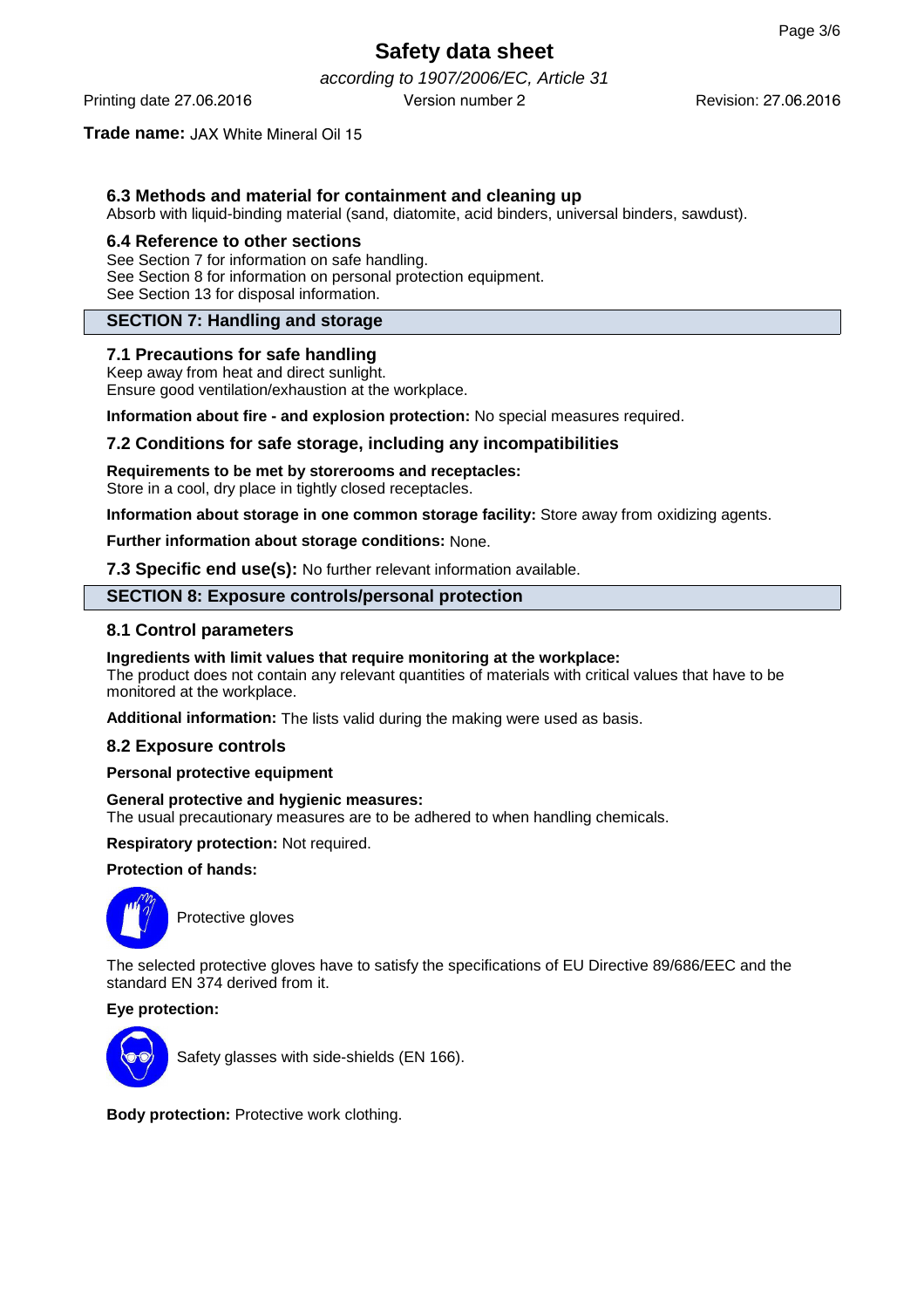**Trade name:** JAX White Mineral Oil 15

### 6.3 Methods and material for containment and cleaning up

Absorb with liquid-binding material (sand, diatomite, acid binders, universal binders, sawdust).

### 6.4 Reference to other sections

See Section 7 for information on safe handling.
See Section 8 for information on personal protection equipment.
See Section 13 for disposal information.

## SECTION 7: Handling and storage

### 7.1 Precautions for safe handling

Keep away from heat and direct sunlight.
Ensure good ventilation/exhaustion at the workplace.

**Information about fire - and explosion protection:** No special measures required.

### 7.2 Conditions for safe storage, including any incompatibilities

**Requirements to be met by storerooms and receptacles:**
Store in a cool, dry place in tightly closed receptacles.

**Information about storage in one common storage facility:** Store away from oxidizing agents.

**Further information about storage conditions:** None.

**7.3 Specific end use(s):** No further relevant information available.

## SECTION 8: Exposure controls/personal protection

### 8.1 Control parameters

**Ingredients with limit values that require monitoring at the workplace:**
The product does not contain any relevant quantities of materials with critical values that have to be monitored at the workplace.

**Additional information:** The lists valid during the making were used as basis.

### 8.2 Exposure controls

**Personal protective equipment**

**General protective and hygienic measures:**
The usual precautionary measures are to be adhered to when handling chemicals.

**Respiratory protection:** Not required.

**Protection of hands:**

Protective gloves

The selected protective gloves have to satisfy the specifications of EU Directive 89/686/EEC and the standard EN 374 derived from it.

**Eye protection:**

Safety glasses with side-shields (EN 166).

**Body protection:** Protective work clothing.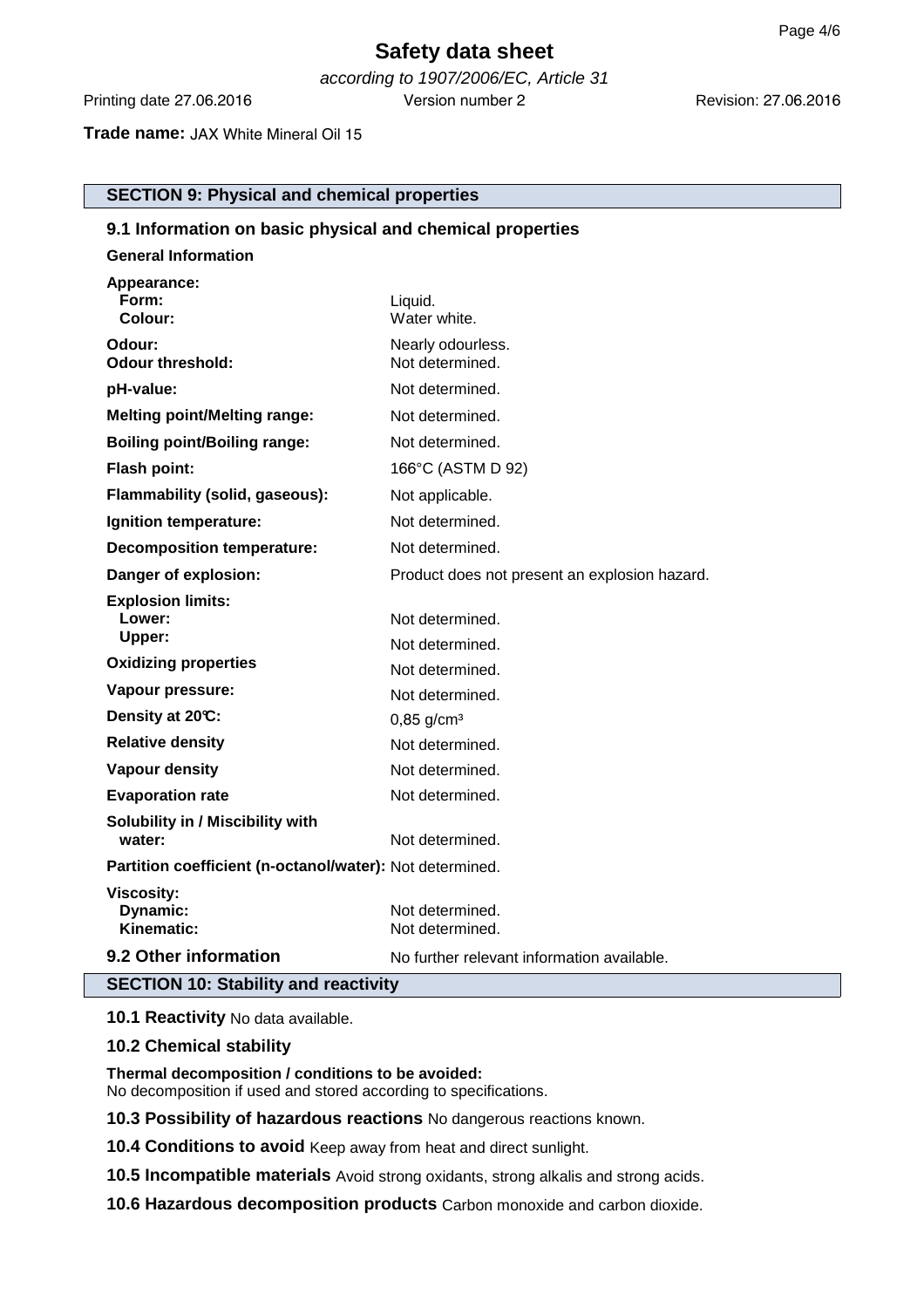# Safety data sheet

*according to 1907/2006/EC, Article 31*

Printing date 27.06.2016 Version number 2 Revision: 27.06.2016

**Trade name:** JAX White Mineral Oil 15

## SECTION 9: Physical and chemical properties

### 9.1 Information on basic physical and chemical properties

**General Information**

| | |
|---|---|
| **Appearance:** | |
| **Form:** | Liquid. |
| **Colour:** | Water white. |
| **Odour:** | Nearly odourless. |
| **Odour threshold:** | Not determined. |
| **pH-value:** | Not determined. |
| **Melting point/Melting range:** | Not determined. |
| **Boiling point/Boiling range:** | Not determined. |
| **Flash point:** | 166°C (ASTM D 92) |
| **Flammability (solid, gaseous):** | Not applicable. |
| **Ignition temperature:** | Not determined. |
| **Decomposition temperature:** | Not determined. |
| **Danger of explosion:** | Product does not present an explosion hazard. |
| **Explosion limits:** | |
| **Lower:** | Not determined. |
| **Upper:** | Not determined. |
| **Oxidizing properties** | Not determined. |
| **Vapour pressure:** | Not determined. |
| **Density at 20°C:** | 0,85 g/cm³ |
| **Relative density** | Not determined. |
| **Vapour density** | Not determined. |
| **Evaporation rate** | Not determined. |
| **Solubility in / Miscibility with water:** | Not determined. |
| **Partition coefficient (n-octanol/water):** | Not determined. |
| **Viscosity:** | |
| **Dynamic:** | Not determined. |
| **Kinematic:** | Not determined. |

### 9.2 Other information

No further relevant information available.

## SECTION 10: Stability and reactivity

**10.1 Reactivity** No data available.

**10.2 Chemical stability**

**Thermal decomposition / conditions to be avoided:**
No decomposition if used and stored according to specifications.

**10.3 Possibility of hazardous reactions** No dangerous reactions known.

**10.4 Conditions to avoid** Keep away from heat and direct sunlight.

**10.5 Incompatible materials** Avoid strong oxidants, strong alkalis and strong acids.

**10.6 Hazardous decomposition products** Carbon monoxide and carbon dioxide.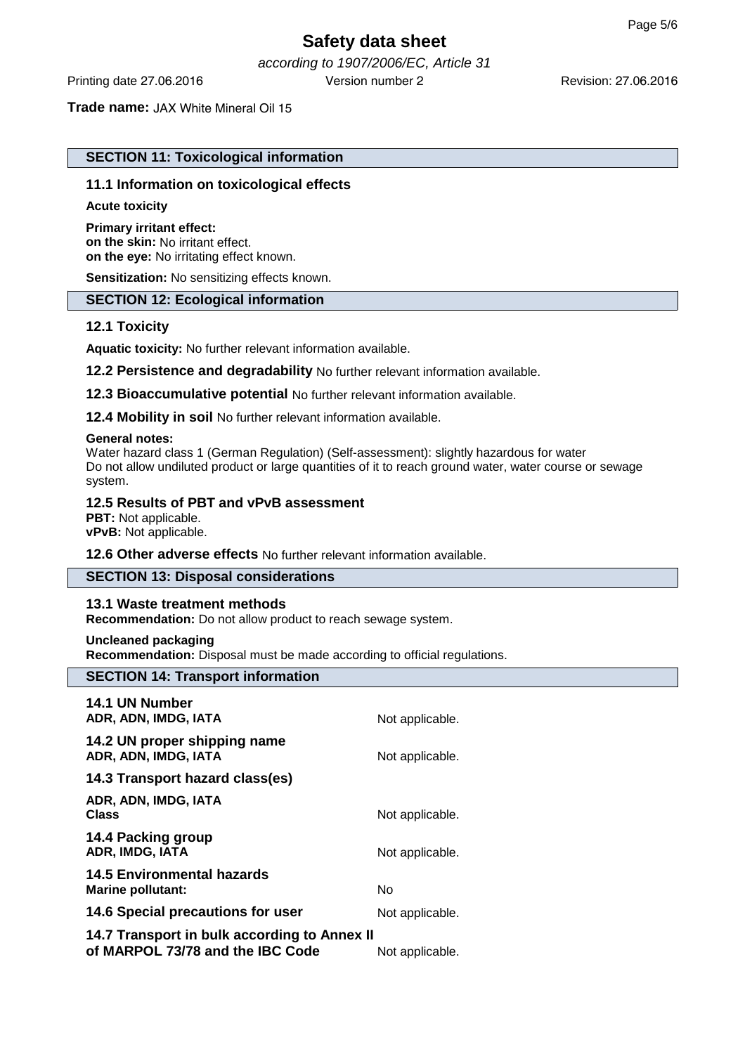**Trade name:** JAX White Mineral Oil 15

## SECTION 11: Toxicological information

### 11.1 Information on toxicological effects

**Acute toxicity**

**Primary irritant effect:**
**on the skin:** No irritant effect.
**on the eye:** No irritating effect known.

**Sensitization:** No sensitizing effects known.

## SECTION 12: Ecological information

### 12.1 Toxicity

**Aquatic toxicity:** No further relevant information available.

**12.2 Persistence and degradability** No further relevant information available.

**12.3 Bioaccumulative potential** No further relevant information available.

**12.4 Mobility in soil** No further relevant information available.

**General notes:**
Water hazard class 1 (German Regulation) (Self-assessment): slightly hazardous for water
Do not allow undiluted product or large quantities of it to reach ground water, water course or sewage system.

### 12.5 Results of PBT and vPvB assessment

**PBT:** Not applicable.
**vPvB:** Not applicable.

**12.6 Other adverse effects** No further relevant information available.

## SECTION 13: Disposal considerations

### 13.1 Waste treatment methods

**Recommendation:** Do not allow product to reach sewage system.

**Uncleaned packaging**
**Recommendation:** Disposal must be made according to official regulations.

## SECTION 14: Transport information

**14.1 UN Number**
**ADR, ADN, IMDG, IATA** Not applicable.

**14.2 UN proper shipping name**
**ADR, ADN, IMDG, IATA** Not applicable.

**14.3 Transport hazard class(es)**

**ADR, ADN, IMDG, IATA**
**Class** Not applicable.

**14.4 Packing group**
**ADR, IMDG, IATA** Not applicable.

**14.5 Environmental hazards**
**Marine pollutant:** No

**14.6 Special precautions for user** Not applicable.

**14.7 Transport in bulk according to Annex II of MARPOL 73/78 and the IBC Code** Not applicable.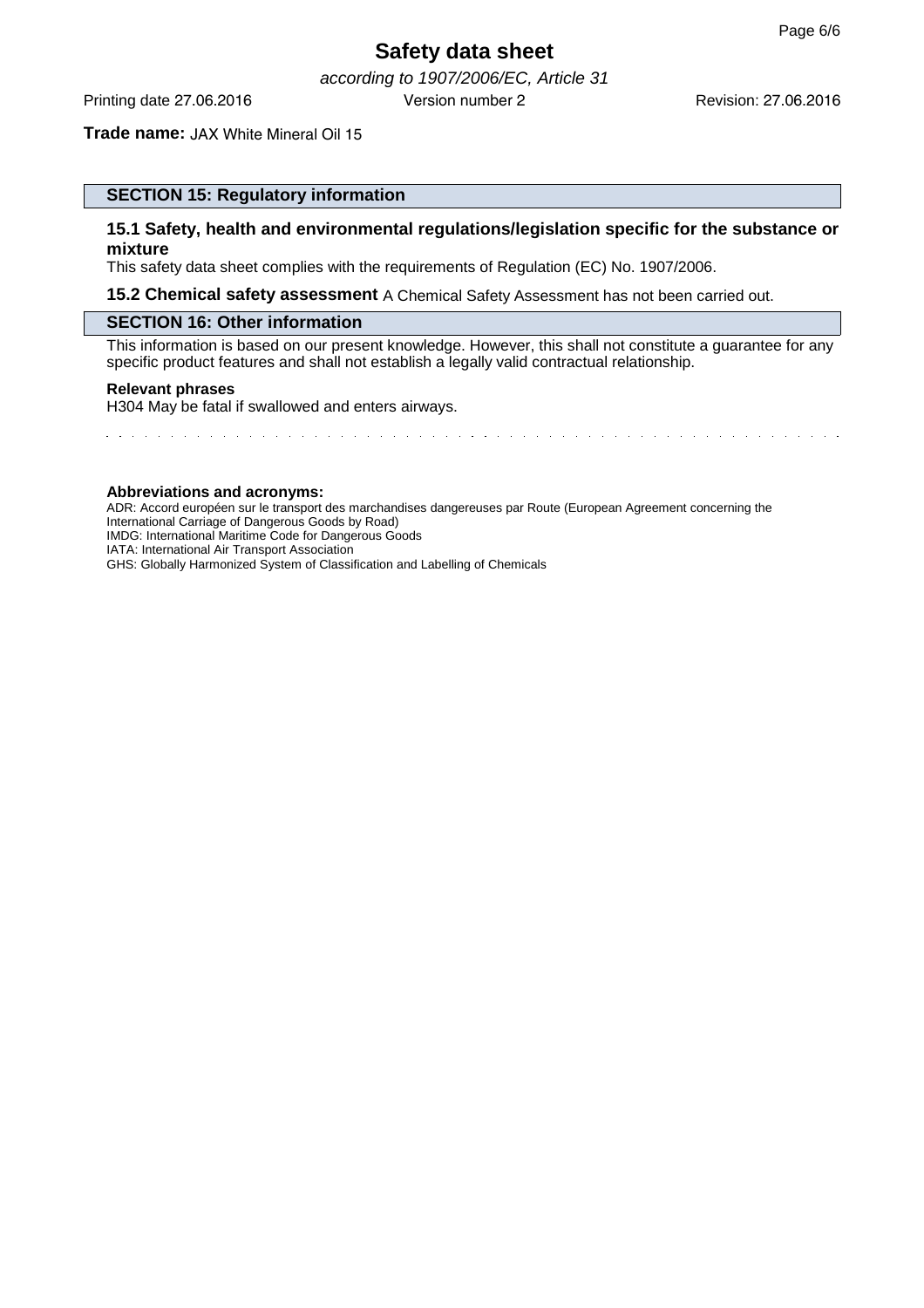**Trade name:** JAX White Mineral Oil 15

## SECTION 15: Regulatory information

### 15.1 Safety, health and environmental regulations/legislation specific for the substance or mixture

This safety data sheet complies with the requirements of Regulation (EC) No. 1907/2006.

**15.2 Chemical safety assessment** A Chemical Safety Assessment has not been carried out.

## SECTION 16: Other information

This information is based on our present knowledge. However, this shall not constitute a guarantee for any specific product features and shall not establish a legally valid contractual relationship.

**Relevant phrases**

H304 May be fatal if swallowed and enters airways.

**Abbreviations and acronyms:**

ADR: Accord européen sur le transport des marchandises dangereuses par Route (European Agreement concerning the International Carriage of Dangerous Goods by Road)
IMDG: International Maritime Code for Dangerous Goods
IATA: International Air Transport Association
GHS: Globally Harmonized System of Classification and Labelling of Chemicals